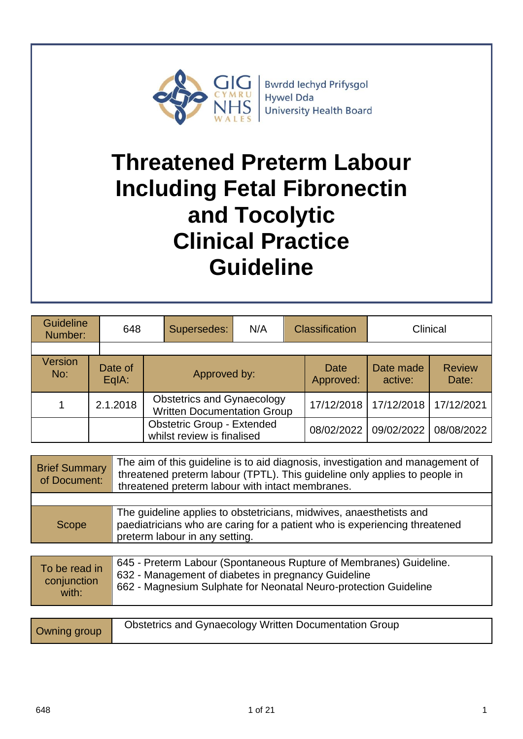Bwrdd Iechyd Prifysgol Hywel Dda University Health Board

# Threatened Preterm Labour Including Fetal Fibronectin and Tocolytic Clinical Practice Guideline

| Guideline Number: | 648 | Supersedes: | N/A | Classification | Clinical |
|---|---|---|---|---|---|

| Version No: | Date of EqIA: | Approved by: | Date Approved: | Date made active: | Review Date: |
|---|---|---|---|---|---|
| 1 | 2.1.2018 | Obstetrics and Gynaecology Written Documentation Group | 17/12/2018 | 17/12/2018 | 17/12/2021 |
| | | Obstetric Group - Extended whilst review is finalised | 08/02/2022 | 09/02/2022 | 08/08/2022 |

| Brief Summary of Document: | The aim of this guideline is to aid diagnosis, investigation and management of threatened preterm labour (TPTL). This guideline only applies to people in threatened preterm labour with intact membranes. |
|---|---|
| Scope | The guideline applies to obstetricians, midwives, anaesthetists and paediatricians who are caring for a patient who is experiencing threatened preterm labour in any setting. |

| To be read in conjunction with: | 645 - Preterm Labour (Spontaneous Rupture of Membranes) Guideline.<br>632 - Management of diabetes in pregnancy Guideline<br>662 - Magnesium Sulphate for Neonatal Neuro-protection Guideline |
|---|---|

| Owning group | Obstetrics and Gynaecology Written Documentation Group |
|---|---|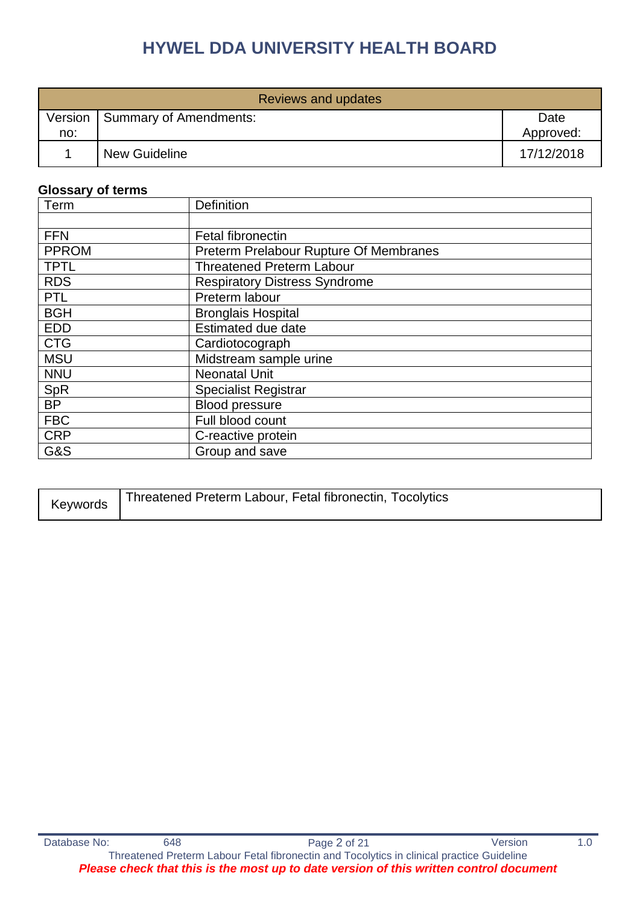# HYWEL DDA UNIVERSITY HEALTH BOARD

| Reviews and updates | | |
|---|---|---|
| Version no: | Summary of Amendments: | Date Approved: |
| 1 | New Guideline | 17/12/2018 |

**Glossary of terms**

| Term | Definition |
|---|---|
| | |
| FFN | Fetal fibronectin |
| PPROM | Preterm Prelabour Rupture Of Membranes |
| TPTL | Threatened Preterm Labour |
| RDS | Respiratory Distress Syndrome |
| PTL | Preterm labour |
| BGH | Bronglais Hospital |
| EDD | Estimated due date |
| CTG | Cardiotocograph |
| MSU | Midstream sample urine |
| NNU | Neonatal Unit |
| SpR | Specialist Registrar |
| BP | Blood pressure |
| FBC | Full blood count |
| CRP | C-reactive protein |
| G&S | Group and save |

| Keywords | Threatened Preterm Labour, Fetal fibronectin, Tocolytics |
|---|---|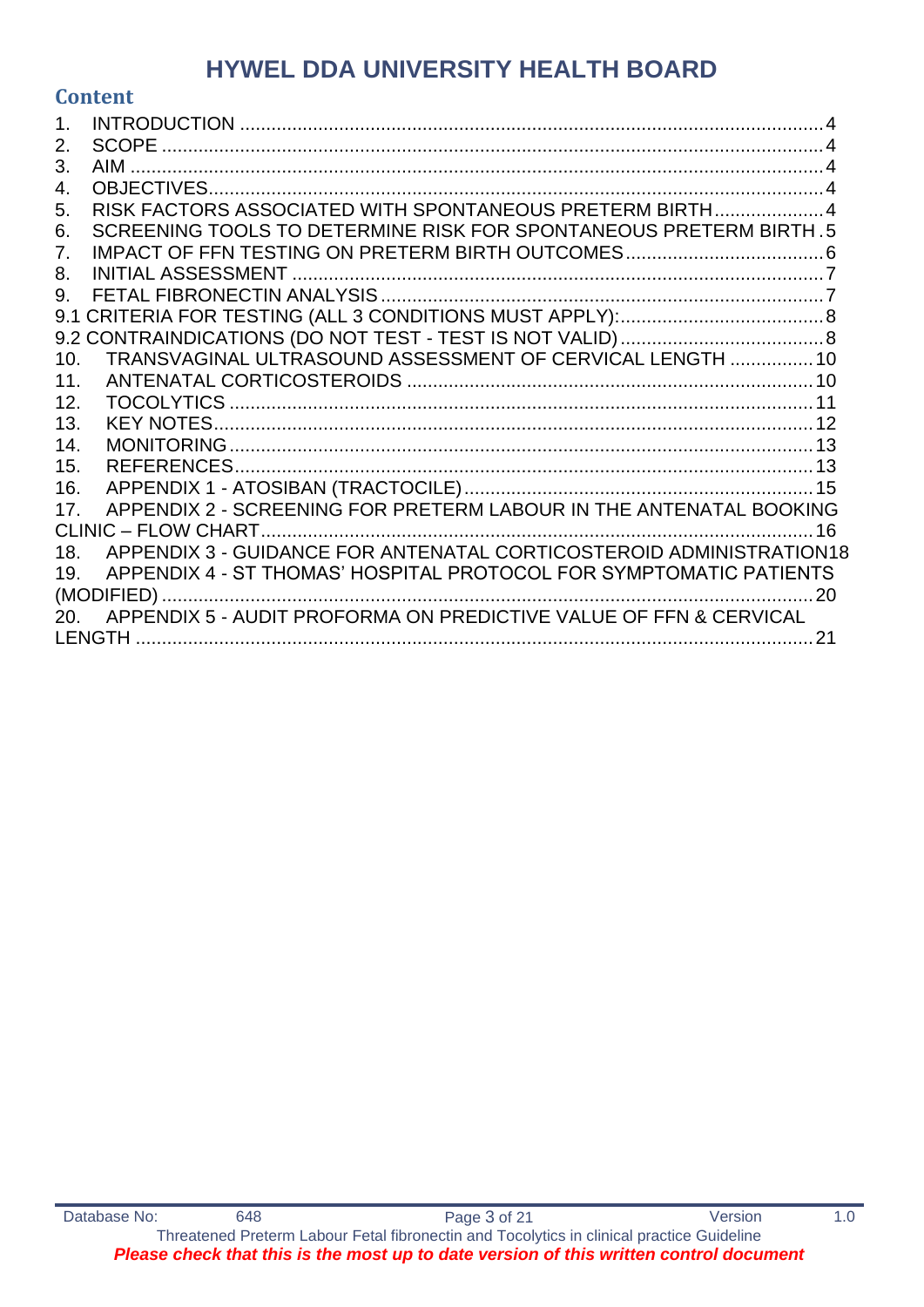# HYWEL DDA UNIVERSITY HEALTH BOARD

## Content

1. INTRODUCTION .......... 4
2. SCOPE .......... 4
3. AIM .......... 4
4. OBJECTIVES .......... 4
5. RISK FACTORS ASSOCIATED WITH SPONTANEOUS PRETERM BIRTH .......... 4
6. SCREENING TOOLS TO DETERMINE RISK FOR SPONTANEOUS PRETERM BIRTH .......... 5
7. IMPACT OF FFN TESTING ON PRETERM BIRTH OUTCOMES .......... 6
8. INITIAL ASSESSMENT .......... 7
9. FETAL FIBRONECTIN ANALYSIS .......... 7

9.1 CRITERIA FOR TESTING (ALL 3 CONDITIONS MUST APPLY): .......... 8

9.2 CONTRAINDICATIONS (DO NOT TEST - TEST IS NOT VALID) .......... 8

10. TRANSVAGINAL ULTRASOUND ASSESSMENT OF CERVICAL LENGTH .......... 10
11. ANTENATAL CORTICOSTEROIDS .......... 10
12. TOCOLYTICS .......... 11
13. KEY NOTES .......... 12
14. MONITORING .......... 13
15. REFERENCES .......... 13
16. APPENDIX 1 - ATOSIBAN (TRACTOCILE) .......... 15
17. APPENDIX 2 - SCREENING FOR PRETERM LABOUR IN THE ANTENATAL BOOKING CLINIC – FLOW CHART .......... 16
18. APPENDIX 3 - GUIDANCE FOR ANTENATAL CORTICOSTEROID ADMINISTRATION .......... 18
19. APPENDIX 4 - ST THOMAS' HOSPITAL PROTOCOL FOR SYMPTOMATIC PATIENTS (MODIFIED) .......... 20
20. APPENDIX 5 - AUDIT PROFORMA ON PREDICTIVE VALUE OF FFN & CERVICAL LENGTH .......... 21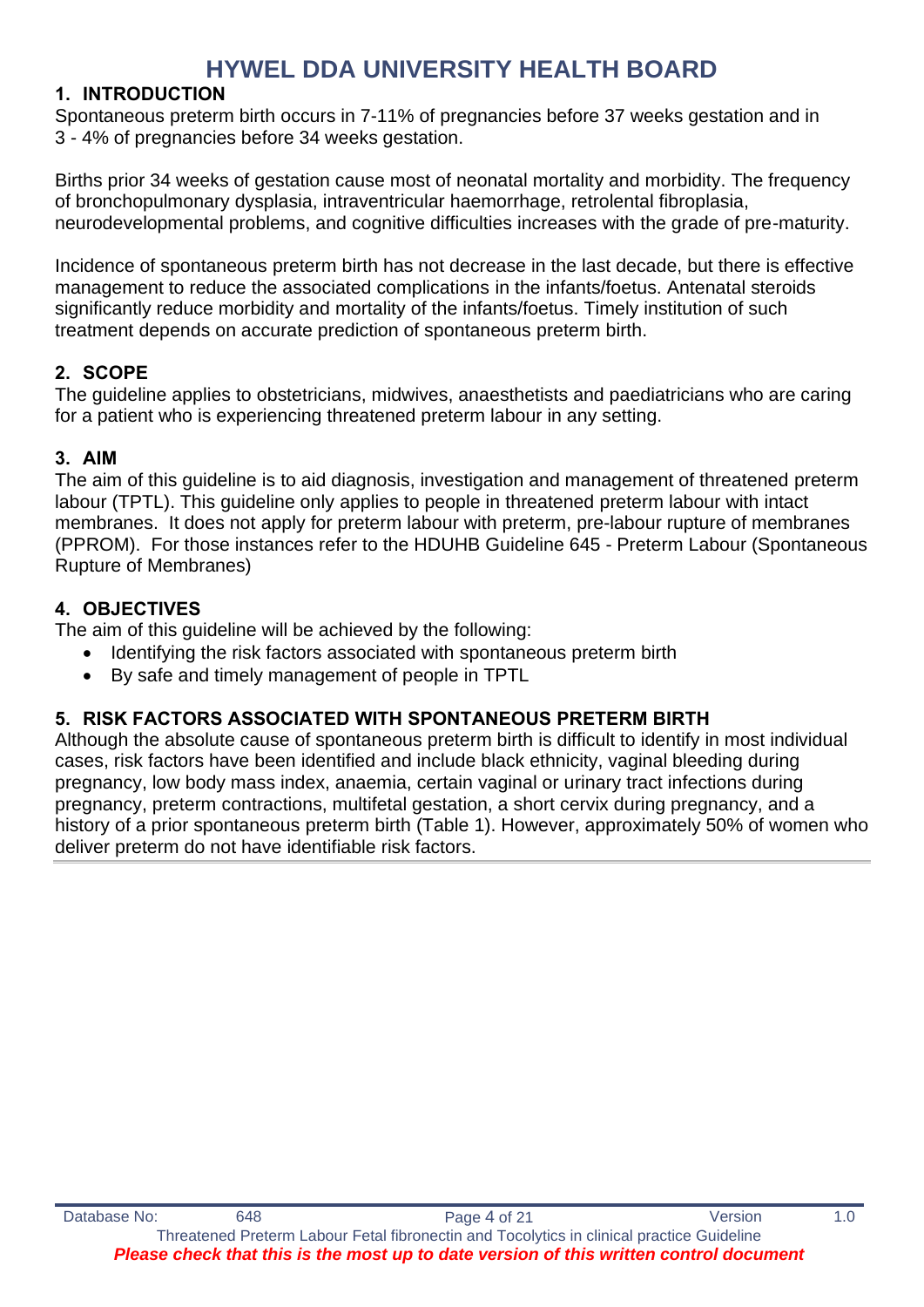# HYWEL DDA UNIVERSITY HEALTH BOARD

## 1. INTRODUCTION

Spontaneous preterm birth occurs in 7-11% of pregnancies before 37 weeks gestation and in 3 - 4% of pregnancies before 34 weeks gestation.

Births prior 34 weeks of gestation cause most of neonatal mortality and morbidity. The frequency of bronchopulmonary dysplasia, intraventricular haemorrhage, retrolental fibroplasia, neurodevelopmental problems, and cognitive difficulties increases with the grade of pre-maturity.

Incidence of spontaneous preterm birth has not decrease in the last decade, but there is effective management to reduce the associated complications in the infants/foetus. Antenatal steroids significantly reduce morbidity and mortality of the infants/foetus. Timely institution of such treatment depends on accurate prediction of spontaneous preterm birth.

## 2. SCOPE

The guideline applies to obstetricians, midwives, anaesthetists and paediatricians who are caring for a patient who is experiencing threatened preterm labour in any setting.

## 3. AIM

The aim of this guideline is to aid diagnosis, investigation and management of threatened preterm labour (TPTL). This guideline only applies to people in threatened preterm labour with intact membranes. It does not apply for preterm labour with preterm, pre-labour rupture of membranes (PPROM). For those instances refer to the HDUHB Guideline 645 - Preterm Labour (Spontaneous Rupture of Membranes)

## 4. OBJECTIVES

The aim of this guideline will be achieved by the following:

- Identifying the risk factors associated with spontaneous preterm birth
- By safe and timely management of people in TPTL

## 5. RISK FACTORS ASSOCIATED WITH SPONTANEOUS PRETERM BIRTH

Although the absolute cause of spontaneous preterm birth is difficult to identify in most individual cases, risk factors have been identified and include black ethnicity, vaginal bleeding during pregnancy, low body mass index, anaemia, certain vaginal or urinary tract infections during pregnancy, preterm contractions, multifetal gestation, a short cervix during pregnancy, and a history of a prior spontaneous preterm birth (Table 1). However, approximately 50% of women who deliver preterm do not have identifiable risk factors.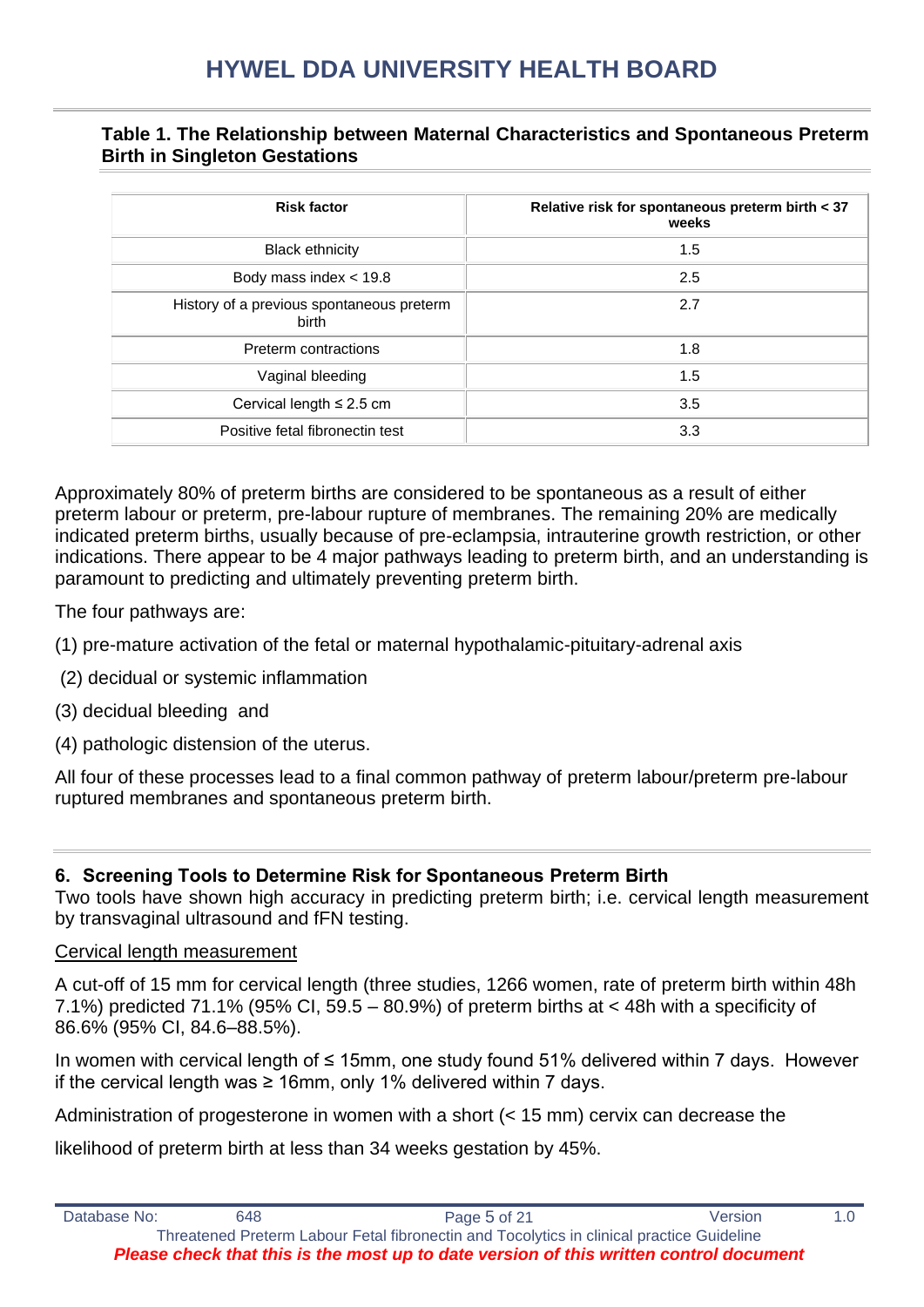**Table 1. The Relationship between Maternal Characteristics and Spontaneous Preterm Birth in Singleton Gestations**

| Risk factor | Relative risk for spontaneous preterm birth < 37 weeks |
|---|---|
| Black ethnicity | 1.5 |
| Body mass index < 19.8 | 2.5 |
| History of a previous spontaneous preterm birth | 2.7 |
| Preterm contractions | 1.8 |
| Vaginal bleeding | 1.5 |
| Cervical length ≤ 2.5 cm | 3.5 |
| Positive fetal fibronectin test | 3.3 |

Approximately 80% of preterm births are considered to be spontaneous as a result of either preterm labour or preterm, pre-labour rupture of membranes. The remaining 20% are medically indicated preterm births, usually because of pre-eclampsia, intrauterine growth restriction, or other indications. There appear to be 4 major pathways leading to preterm birth, and an understanding is paramount to predicting and ultimately preventing preterm birth.

The four pathways are:

(1) pre-mature activation of the fetal or maternal hypothalamic-pituitary-adrenal axis

(2) decidual or systemic inflammation

(3) decidual bleeding and

(4) pathologic distension of the uterus.

All four of these processes lead to a final common pathway of preterm labour/preterm pre-labour ruptured membranes and spontaneous preterm birth.

## 6. Screening Tools to Determine Risk for Spontaneous Preterm Birth

Two tools have shown high accuracy in predicting preterm birth; i.e. cervical length measurement by transvaginal ultrasound and fFN testing.

Cervical length measurement

A cut-off of 15 mm for cervical length (three studies, 1266 women, rate of preterm birth within 48h 7.1%) predicted 71.1% (95% CI, 59.5 – 80.9%) of preterm births at < 48h with a specificity of 86.6% (95% CI, 84.6–88.5%).

In women with cervical length of ≤ 15mm, one study found 51% delivered within 7 days. However if the cervical length was ≥ 16mm, only 1% delivered within 7 days.

Administration of progesterone in women with a short (< 15 mm) cervix can decrease the likelihood of preterm birth at less than 34 weeks gestation by 45%.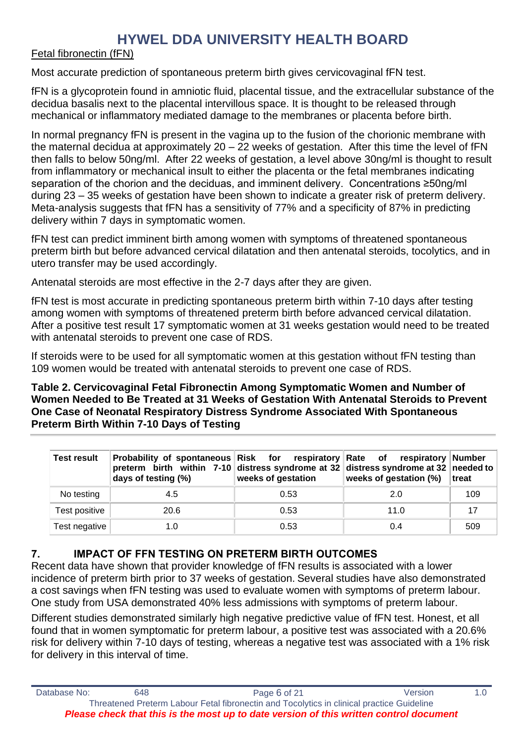Fetal fibronectin (fFN)

Most accurate prediction of spontaneous preterm birth gives cervicovaginal fFN test.

fFN is a glycoprotein found in amniotic fluid, placental tissue, and the extracellular substance of the decidua basalis next to the placental intervillous space. It is thought to be released through mechanical or inflammatory mediated damage to the membranes or placenta before birth.

In normal pregnancy fFN is present in the vagina up to the fusion of the chorionic membrane with the maternal decidua at approximately 20 – 22 weeks of gestation. After this time the level of fFN then falls to below 50ng/ml. After 22 weeks of gestation, a level above 30ng/ml is thought to result from inflammatory or mechanical insult to either the placenta or the fetal membranes indicating separation of the chorion and the deciduas, and imminent delivery. Concentrations ≥50ng/ml during 23 – 35 weeks of gestation have been shown to indicate a greater risk of preterm delivery. Meta-analysis suggests that fFN has a sensitivity of 77% and a specificity of 87% in predicting delivery within 7 days in symptomatic women.

fFN test can predict imminent birth among women with symptoms of threatened spontaneous preterm birth but before advanced cervical dilatation and then antenatal steroids, tocolytics, and in utero transfer may be used accordingly.

Antenatal steroids are most effective in the 2-7 days after they are given.

fFN test is most accurate in predicting spontaneous preterm birth within 7-10 days after testing among women with symptoms of threatened preterm birth before advanced cervical dilatation. After a positive test result 17 symptomatic women at 31 weeks gestation would need to be treated with antenatal steroids to prevent one case of RDS.

If steroids were to be used for all symptomatic women at this gestation without fFN testing than 109 women would be treated with antenatal steroids to prevent one case of RDS.

**Table 2. Cervicovaginal Fetal Fibronectin Among Symptomatic Women and Number of Women Needed to Be Treated at 31 Weeks of Gestation With Antenatal Steroids to Prevent One Case of Neonatal Respiratory Distress Syndrome Associated With Spontaneous Preterm Birth Within 7-10 Days of Testing**

| Test result | Probability of spontaneous preterm birth within 7-10 days of testing (%) | Risk for respiratory distress syndrome at 32 weeks of gestation | Rate of respiratory distress syndrome at 32 weeks of gestation (%) | Number needed to treat |
|---|---|---|---|---|
| No testing | 4.5 | 0.53 | 2.0 | 109 |
| Test positive | 20.6 | 0.53 | 11.0 | 17 |
| Test negative | 1.0 | 0.53 | 0.4 | 509 |

## 7. IMPACT OF FFN TESTING ON PRETERM BIRTH OUTCOMES

Recent data have shown that provider knowledge of fFN results is associated with a lower incidence of preterm birth prior to 37 weeks of gestation. Several studies have also demonstrated a cost savings when fFN testing was used to evaluate women with symptoms of preterm labour. One study from USA demonstrated 40% less admissions with symptoms of preterm labour.

Different studies demonstrated similarly high negative predictive value of fFN test. Honest, et all found that in women symptomatic for preterm labour, a positive test was associated with a 20.6% risk for delivery within 7-10 days of testing, whereas a negative test was associated with a 1% risk for delivery in this interval of time.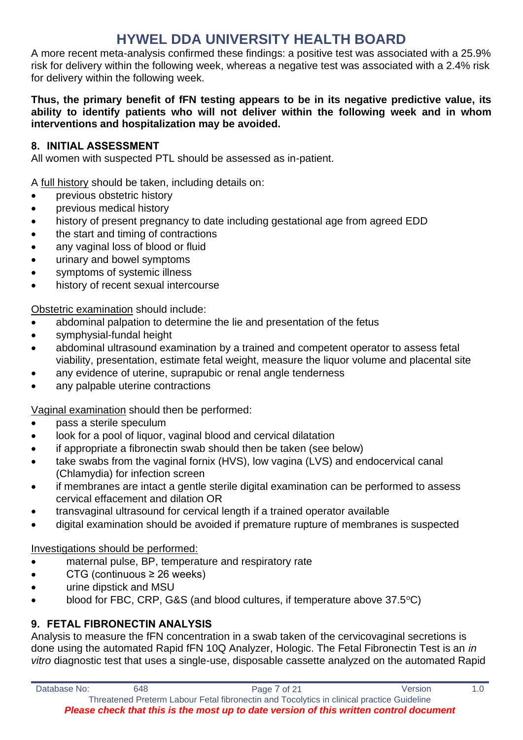A more recent meta-analysis confirmed these findings: a positive test was associated with a 25.9% risk for delivery within the following week, whereas a negative test was associated with a 2.4% risk for delivery within the following week.

**Thus, the primary benefit of fFN testing appears to be in its negative predictive value, its ability to identify patients who will not deliver within the following week and in whom interventions and hospitalization may be avoided.**

## 8. INITIAL ASSESSMENT

All women with suspected PTL should be assessed as in-patient.

A full history should be taken, including details on:

- previous obstetric history
- previous medical history
- history of present pregnancy to date including gestational age from agreed EDD
- the start and timing of contractions
- any vaginal loss of blood or fluid
- urinary and bowel symptoms
- symptoms of systemic illness
- history of recent sexual intercourse

Obstetric examination should include:

- abdominal palpation to determine the lie and presentation of the fetus
- symphysial-fundal height
- abdominal ultrasound examination by a trained and competent operator to assess fetal viability, presentation, estimate fetal weight, measure the liquor volume and placental site
- any evidence of uterine, suprapubic or renal angle tenderness
- any palpable uterine contractions

Vaginal examination should then be performed:

- pass a sterile speculum
- look for a pool of liquor, vaginal blood and cervical dilatation
- if appropriate a fibronectin swab should then be taken (see below)
- take swabs from the vaginal fornix (HVS), low vagina (LVS) and endocervical canal (Chlamydia) for infection screen
- if membranes are intact a gentle sterile digital examination can be performed to assess cervical effacement and dilation OR
- transvaginal ultrasound for cervical length if a trained operator available
- digital examination should be avoided if premature rupture of membranes is suspected

Investigations should be performed:

- maternal pulse, BP, temperature and respiratory rate
- CTG (continuous ≥ 26 weeks)
- urine dipstick and MSU
- blood for FBC, CRP, G&S (and blood cultures, if temperature above 37.5$^{o}$C)

## 9. FETAL FIBRONECTIN ANALYSIS

Analysis to measure the fFN concentration in a swab taken of the cervicovaginal secretions is done using the automated Rapid fFN 10Q Analyzer, Hologic. The Fetal Fibronectin Test is an *in vitro* diagnostic test that uses a single-use, disposable cassette analyzed on the automated Rapid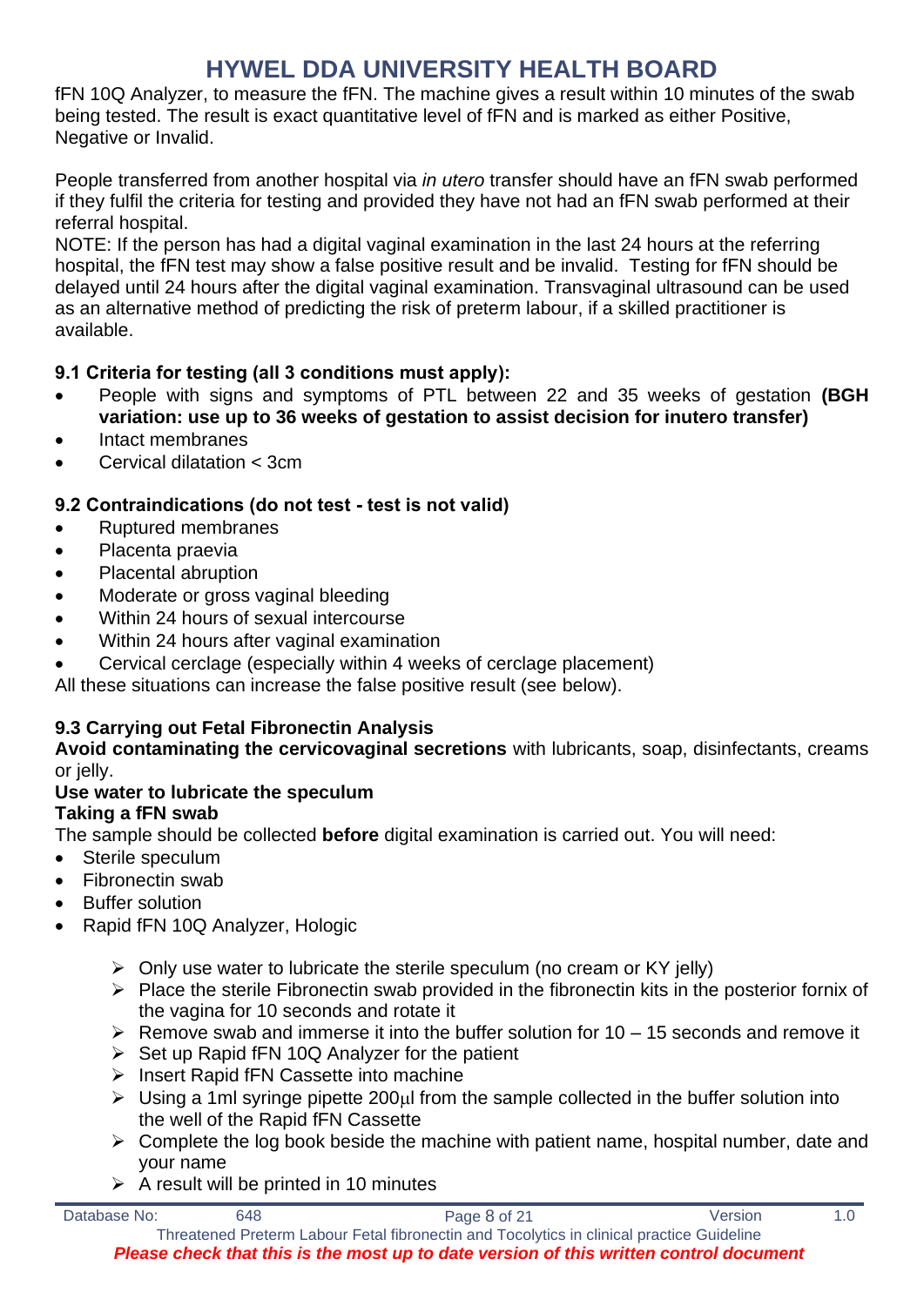fFN 10Q Analyzer, to measure the fFN. The machine gives a result within 10 minutes of the swab being tested. The result is exact quantitative level of fFN and is marked as either Positive, Negative or Invalid.

People transferred from another hospital via *in utero* transfer should have an fFN swab performed if they fulfil the criteria for testing and provided they have not had an fFN swab performed at their referral hospital.
NOTE: If the person has had a digital vaginal examination in the last 24 hours at the referring hospital, the fFN test may show a false positive result and be invalid. Testing for fFN should be delayed until 24 hours after the digital vaginal examination. Transvaginal ultrasound can be used as an alternative method of predicting the risk of preterm labour, if a skilled practitioner is available.

### 9.1 Criteria for testing (all 3 conditions must apply):

- People with signs and symptoms of PTL between 22 and 35 weeks of gestation **(BGH variation: use up to 36 weeks of gestation to assist decision for inutero transfer)**
- Intact membranes
- Cervical dilatation < 3cm

### 9.2 Contraindications (do not test - test is not valid)

- Ruptured membranes
- Placenta praevia
- Placental abruption
- Moderate or gross vaginal bleeding
- Within 24 hours of sexual intercourse
- Within 24 hours after vaginal examination
- Cervical cerclage (especially within 4 weeks of cerclage placement)

All these situations can increase the false positive result (see below).

### 9.3 Carrying out Fetal Fibronectin Analysis

**Avoid contaminating the cervicovaginal secretions** with lubricants, soap, disinfectants, creams or jelly.

**Use water to lubricate the speculum**

**Taking a fFN swab**

The sample should be collected **before** digital examination is carried out. You will need:

- Sterile speculum
- Fibronectin swab
- Buffer solution
- Rapid fFN 10Q Analyzer, Hologic
    - Only use water to lubricate the sterile speculum (no cream or KY jelly)
    - Place the sterile Fibronectin swab provided in the fibronectin kits in the posterior fornix of the vagina for 10 seconds and rotate it
    - Remove swab and immerse it into the buffer solution for 10 – 15 seconds and remove it
    - Set up Rapid fFN 10Q Analyzer for the patient
    - Insert Rapid fFN Cassette into machine
    - Using a 1ml syringe pipette 200µl from the sample collected in the buffer solution into the well of the Rapid fFN Cassette
    - Complete the log book beside the machine with patient name, hospital number, date and your name
    - A result will be printed in 10 minutes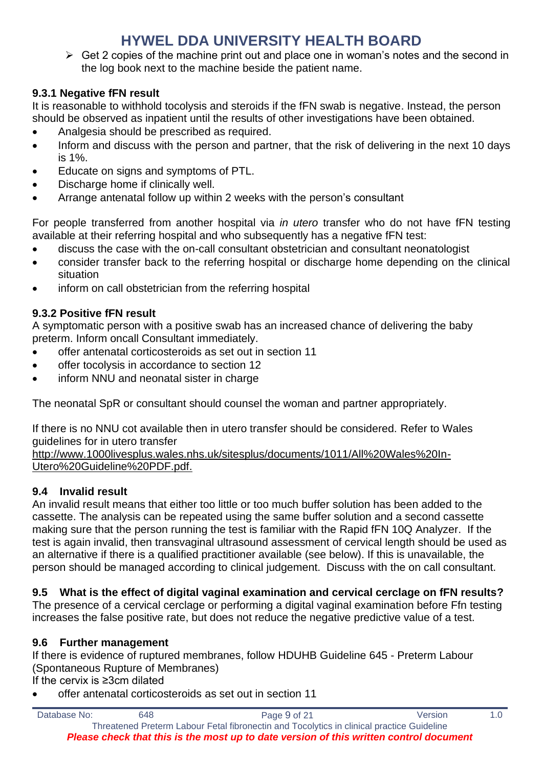- Get 2 copies of the machine print out and place one in woman's notes and the second in the log book next to the machine beside the patient name.

### 9.3.1 Negative fFN result

It is reasonable to withhold tocolysis and steroids if the fFN swab is negative. Instead, the person should be observed as inpatient until the results of other investigations have been obtained.

- Analgesia should be prescribed as required.
- Inform and discuss with the person and partner, that the risk of delivering in the next 10 days is 1%.
- Educate on signs and symptoms of PTL.
- Discharge home if clinically well.
- Arrange antenatal follow up within 2 weeks with the person's consultant

For people transferred from another hospital via *in utero* transfer who do not have fFN testing available at their referring hospital and who subsequently has a negative fFN test:

- discuss the case with the on-call consultant obstetrician and consultant neonatologist
- consider transfer back to the referring hospital or discharge home depending on the clinical situation
- inform on call obstetrician from the referring hospital

### 9.3.2 Positive fFN result

A symptomatic person with a positive swab has an increased chance of delivering the baby preterm. Inform oncall Consultant immediately.

- offer antenatal corticosteroids as set out in section 11
- offer tocolysis in accordance to section 12
- inform NNU and neonatal sister in charge

The neonatal SpR or consultant should counsel the woman and partner appropriately.

If there is no NNU cot available then in utero transfer should be considered. Refer to Wales guidelines for in utero transfer
http://www.1000livesplus.wales.nhs.uk/sitesplus/documents/1011/All%20Wales%20In-Utero%20Guideline%20PDF.pdf.

### 9.4 Invalid result

An invalid result means that either too little or too much buffer solution has been added to the cassette. The analysis can be repeated using the same buffer solution and a second cassette making sure that the person running the test is familiar with the Rapid fFN 10Q Analyzer. If the test is again invalid, then transvaginal ultrasound assessment of cervical length should be used as an alternative if there is a qualified practitioner available (see below). If this is unavailable, the person should be managed according to clinical judgement. Discuss with the on call consultant.

### 9.5 What is the effect of digital vaginal examination and cervical cerclage on fFN results?

The presence of a cervical cerclage or performing a digital vaginal examination before Ffn testing increases the false positive rate, but does not reduce the negative predictive value of a test.

### 9.6 Further management

If there is evidence of ruptured membranes, follow HDUHB Guideline 645 - Preterm Labour (Spontaneous Rupture of Membranes)
If the cervix is ≥3cm dilated

- offer antenatal corticosteroids as set out in section 11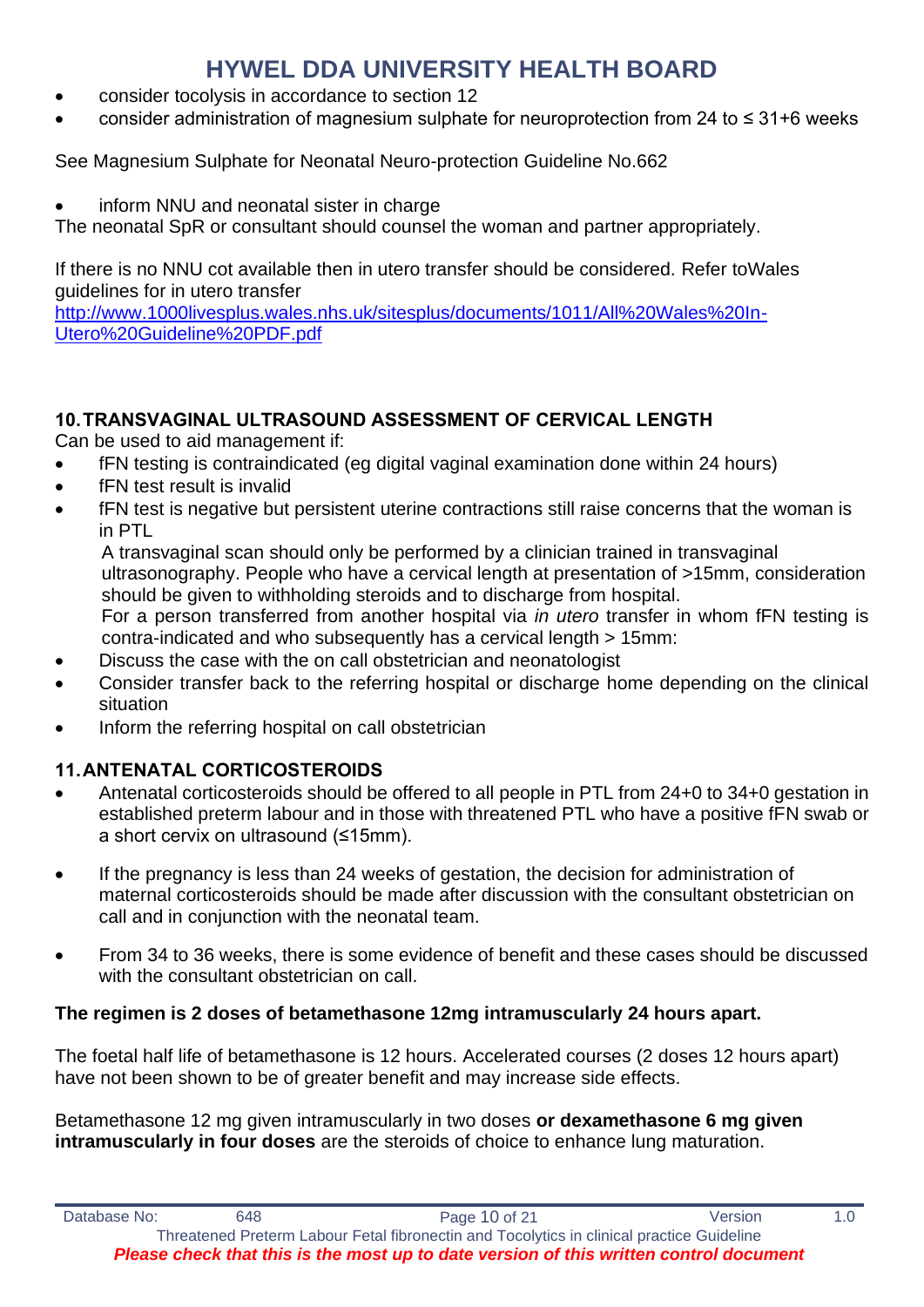- consider tocolysis in accordance to section 12
- consider administration of magnesium sulphate for neuroprotection from 24 to ≤ 31+6 weeks

See Magnesium Sulphate for Neonatal Neuro-protection Guideline No.662

- inform NNU and neonatal sister in charge

The neonatal SpR or consultant should counsel the woman and partner appropriately.

If there is no NNU cot available then in utero transfer should be considered. Refer toWales guidelines for in utero transfer
[http://www.1000livesplus.wales.nhs.uk/sitesplus/documents/1011/All%20Wales%20In-Utero%20Guideline%20PDF.pdf](http://www.1000livesplus.wales.nhs.uk/sitesplus/documents/1011/All%20Wales%20In-Utero%20Guideline%20PDF.pdf)

## 10. TRANSVAGINAL ULTRASOUND ASSESSMENT OF CERVICAL LENGTH

Can be used to aid management if:

- fFN testing is contraindicated (eg digital vaginal examination done within 24 hours)
- fFN test result is invalid
- fFN test is negative but persistent uterine contractions still raise concerns that the woman is in PTL

  A transvaginal scan should only be performed by a clinician trained in transvaginal ultrasonography. People who have a cervical length at presentation of >15mm, consideration should be given to withholding steroids and to discharge from hospital.
  For a person transferred from another hospital via *in utero* transfer in whom fFN testing is contra-indicated and who subsequently has a cervical length > 15mm:
- Discuss the case with the on call obstetrician and neonatologist
- Consider transfer back to the referring hospital or discharge home depending on the clinical situation
- Inform the referring hospital on call obstetrician

## 11. ANTENATAL CORTICOSTEROIDS

- Antenatal corticosteroids should be offered to all people in PTL from 24+0 to 34+0 gestation in established preterm labour and in those with threatened PTL who have a positive fFN swab or a short cervix on ultrasound (≤15mm).

- If the pregnancy is less than 24 weeks of gestation, the decision for administration of maternal corticosteroids should be made after discussion with the consultant obstetrician on call and in conjunction with the neonatal team.

- From 34 to 36 weeks, there is some evidence of benefit and these cases should be discussed with the consultant obstetrician on call.

**The regimen is 2 doses of betamethasone 12mg intramuscularly 24 hours apart.**

The foetal half life of betamethasone is 12 hours. Accelerated courses (2 doses 12 hours apart) have not been shown to be of greater benefit and may increase side effects.

Betamethasone 12 mg given intramuscularly in two doses **or dexamethasone 6 mg given intramuscularly in four doses** are the steroids of choice to enhance lung maturation.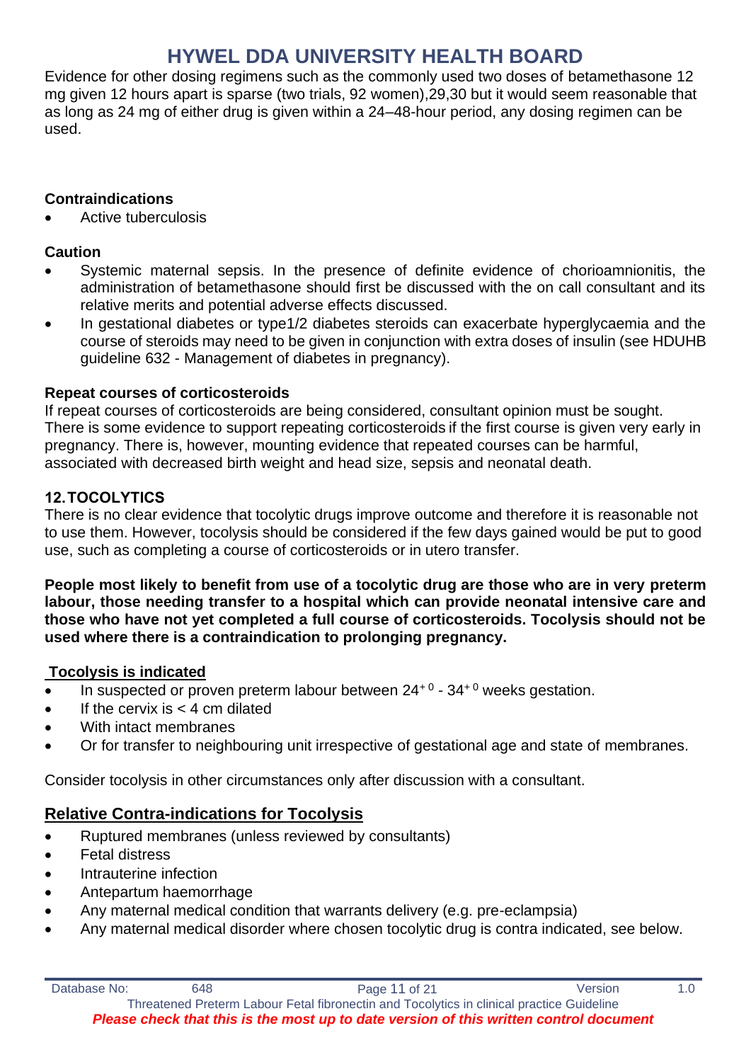Evidence for other dosing regimens such as the commonly used two doses of betamethasone 12 mg given 12 hours apart is sparse (two trials, 92 women),29,30 but it would seem reasonable that as long as 24 mg of either drug is given within a 24–48-hour period, any dosing regimen can be used.

**Contraindications**

- Active tuberculosis

**Caution**

- Systemic maternal sepsis. In the presence of definite evidence of chorioamnionitis, the administration of betamethasone should first be discussed with the on call consultant and its relative merits and potential adverse effects discussed.
- In gestational diabetes or type1/2 diabetes steroids can exacerbate hyperglycaemia and the course of steroids may need to be given in conjunction with extra doses of insulin (see HDUHB guideline 632 - Management of diabetes in pregnancy).

**Repeat courses of corticosteroids**

If repeat courses of corticosteroids are being considered, consultant opinion must be sought. There is some evidence to support repeating corticosteroids if the first course is given very early in pregnancy. There is, however, mounting evidence that repeated courses can be harmful, associated with decreased birth weight and head size, sepsis and neonatal death.

## 12. TOCOLYTICS

There is no clear evidence that tocolytic drugs improve outcome and therefore it is reasonable not to use them. However, tocolysis should be considered if the few days gained would be put to good use, such as completing a course of corticosteroids or in utero transfer.

**People most likely to benefit from use of a tocolytic drug are those who are in very preterm labour, those needing transfer to a hospital which can provide neonatal intensive care and those who have not yet completed a full course of corticosteroids. Tocolysis should not be used where there is a contraindication to prolonging pregnancy.**

**Tocolysis is indicated**

- In suspected or proven preterm labour between $24^{+0}$ - $34^{+0}$ weeks gestation.
- If the cervix is < 4 cm dilated
- With intact membranes
- Or for transfer to neighbouring unit irrespective of gestational age and state of membranes.

Consider tocolysis in other circumstances only after discussion with a consultant.

### Relative Contra-indications for Tocolysis

- Ruptured membranes (unless reviewed by consultants)
- Fetal distress
- Intrauterine infection
- Antepartum haemorrhage
- Any maternal medical condition that warrants delivery (e.g. pre-eclampsia)
- Any maternal medical disorder where chosen tocolytic drug is contra indicated, see below.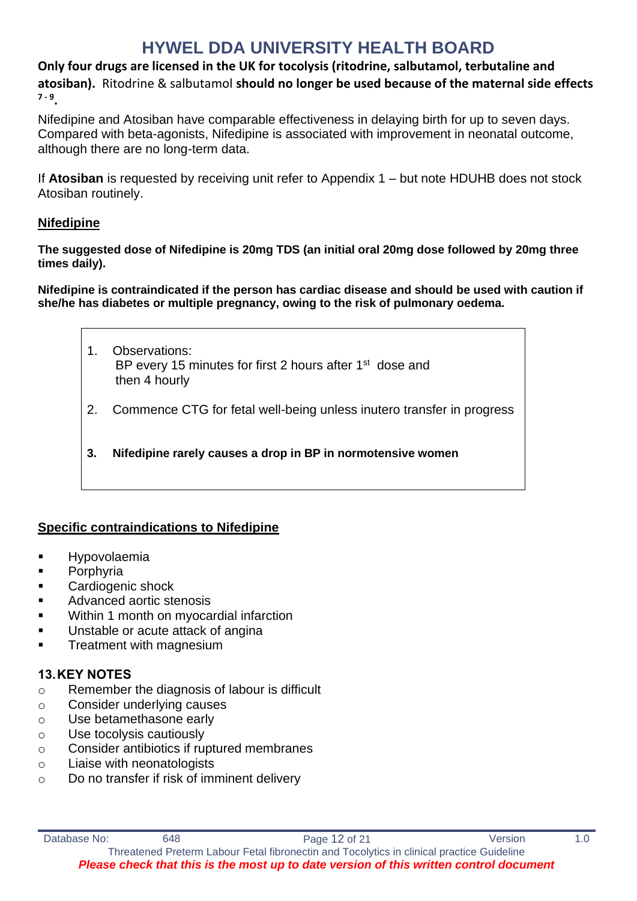**Only four drugs are licensed in the UK for tocolysis (ritodrine, salbutamol, terbutaline and atosiban).** Ritodrine & salbutamol **should no longer be used because of the maternal side effects** [7 - 9]**.**

Nifedipine and Atosiban have comparable effectiveness in delaying birth for up to seven days. Compared with beta-agonists, Nifedipine is associated with improvement in neonatal outcome, although there are no long-term data.

If **Atosiban** is requested by receiving unit refer to Appendix 1 – but note HDUHB does not stock Atosiban routinely.

## Nifedipine

**The suggested dose of Nifedipine is 20mg TDS (an initial oral 20mg dose followed by 20mg three times daily).**

**Nifedipine is contraindicated if the person has cardiac disease and should be used with caution if she/he has diabetes or multiple pregnancy, owing to the risk of pulmonary oedema.**

1. Observations:
   BP every 15 minutes for first 2 hours after 1st dose and then 4 hourly
2. Commence CTG for fetal well-being unless inutero transfer in progress
3. **Nifedipine rarely causes a drop in BP in normotensive women**

## Specific contraindications to Nifedipine

- Hypovolaemia
- Porphyria
- Cardiogenic shock
- Advanced aortic stenosis
- Within 1 month on myocardial infarction
- Unstable or acute attack of angina
- Treatment with magnesium

## 13. KEY NOTES

- Remember the diagnosis of labour is difficult
- Consider underlying causes
- Use betamethasone early
- Use tocolysis cautiously
- Consider antibiotics if ruptured membranes
- Liaise with neonatologists
- Do no transfer if risk of imminent delivery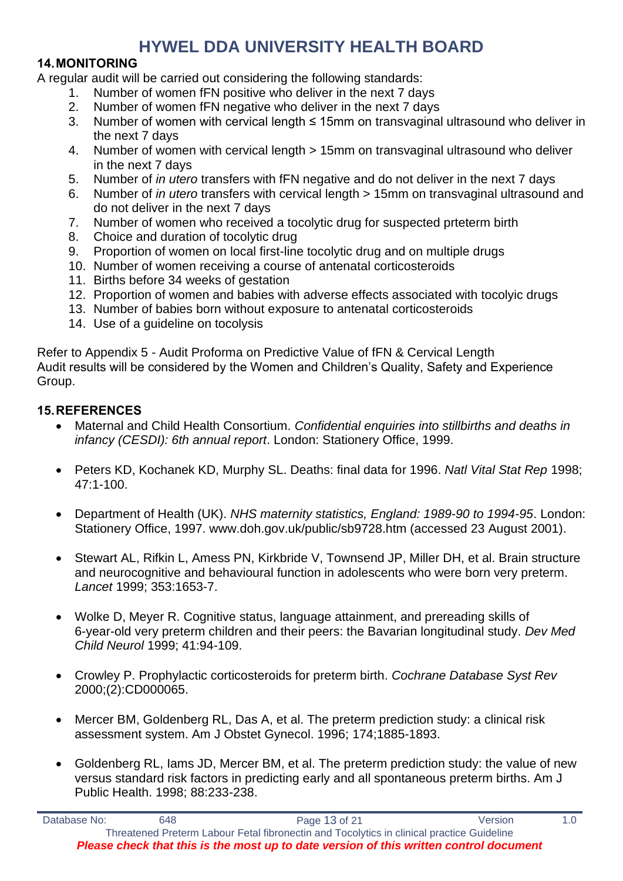## 14. MONITORING

A regular audit will be carried out considering the following standards:

1. Number of women fFN positive who deliver in the next 7 days
2. Number of women fFN negative who deliver in the next 7 days
3. Number of women with cervical length ≤ 15mm on transvaginal ultrasound who deliver in the next 7 days
4. Number of women with cervical length > 15mm on transvaginal ultrasound who deliver in the next 7 days
5. Number of *in utero* transfers with fFN negative and do not deliver in the next 7 days
6. Number of *in utero* transfers with cervical length > 15mm on transvaginal ultrasound and do not deliver in the next 7 days
7. Number of women who received a tocolytic drug for suspected prteterm birth
8. Choice and duration of tocolytic drug
9. Proportion of women on local first-line tocolytic drug and on multiple drugs
10. Number of women receiving a course of antenatal corticosteroids
11. Births before 34 weeks of gestation
12. Proportion of women and babies with adverse effects associated with tocolyic drugs
13. Number of babies born without exposure to antenatal corticosteroids
14. Use of a guideline on tocolysis

Refer to Appendix 5 - Audit Proforma on Predictive Value of fFN & Cervical Length
Audit results will be considered by the Women and Children's Quality, Safety and Experience Group.

## 15. REFERENCES

- Maternal and Child Health Consortium. *Confidential enquiries into stillbirths and deaths in infancy (CESDI): 6th annual report*. London: Stationery Office, 1999.
- Peters KD, Kochanek KD, Murphy SL. Deaths: final data for 1996. *Natl Vital Stat Rep* 1998; 47:1-100.
- Department of Health (UK). *NHS maternity statistics, England: 1989-90 to 1994-95*. London: Stationery Office, 1997. www.doh.gov.uk/public/sb9728.htm (accessed 23 August 2001).
- Stewart AL, Rifkin L, Amess PN, Kirkbride V, Townsend JP, Miller DH, et al. Brain structure and neurocognitive and behavioural function in adolescents who were born very preterm. *Lancet* 1999; 353:1653-7.
- Wolke D, Meyer R. Cognitive status, language attainment, and prereading skills of 6-year-old very preterm children and their peers: the Bavarian longitudinal study. *Dev Med Child Neurol* 1999; 41:94-109.
- Crowley P. Prophylactic corticosteroids for preterm birth. *Cochrane Database Syst Rev* 2000;(2):CD000065.
- Mercer BM, Goldenberg RL, Das A, et al. The preterm prediction study: a clinical risk assessment system. Am J Obstet Gynecol. 1996; 174;1885-1893.
- Goldenberg RL, Iams JD, Mercer BM, et al. The preterm prediction study: the value of new versus standard risk factors in predicting early and all spontaneous preterm births. Am J Public Health. 1998; 88:233-238.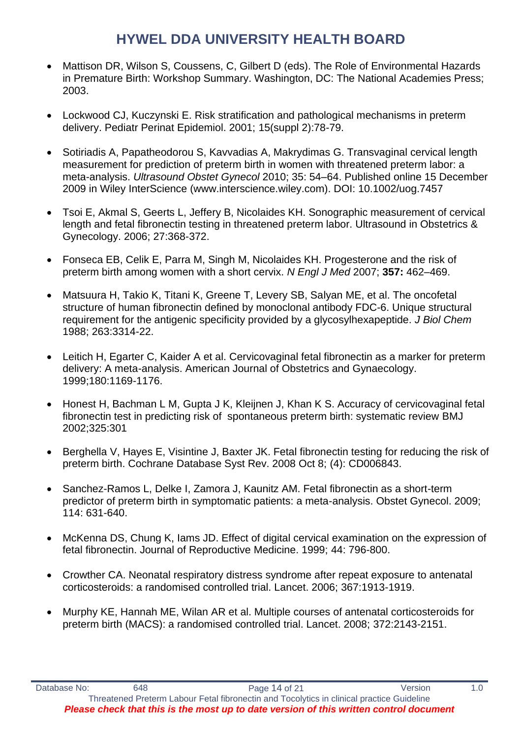- Mattison DR, Wilson S, Coussens, C, Gilbert D (eds). The Role of Environmental Hazards in Premature Birth: Workshop Summary. Washington, DC: The National Academies Press; 2003.

- Lockwood CJ, Kuczynski E. Risk stratification and pathological mechanisms in preterm delivery. Pediatr Perinat Epidemiol. 2001; 15(suppl 2):78-79.

- Sotiriadis A, Papatheodorou S, Kavvadias A, Makrydimas G. Transvaginal cervical length measurement for prediction of preterm birth in women with threatened preterm labor: a meta-analysis. *Ultrasound Obstet Gynecol* 2010; 35: 54–64. Published online 15 December 2009 in Wiley InterScience (www.interscience.wiley.com). DOI: 10.1002/uog.7457

- Tsoi E, Akmal S, Geerts L, Jeffery B, Nicolaides KH. Sonographic measurement of cervical length and fetal fibronectin testing in threatened preterm labor. Ultrasound in Obstetrics & Gynecology. 2006; 27:368-372.

- Fonseca EB, Celik E, Parra M, Singh M, Nicolaides KH. Progesterone and the risk of preterm birth among women with a short cervix. *N Engl J Med* 2007; **357:** 462–469.

- Matsuura H, Takio K, Titani K, Greene T, Levery SB, Salyan ME, et al. The oncofetal structure of human fibronectin defined by monoclonal antibody FDC-6. Unique structural requirement for the antigenic specificity provided by a glycosylhexapeptide. *J Biol Chem* 1988; 263:3314-22.

- Leitich H, Egarter C, Kaider A et al. Cervicovaginal fetal fibronectin as a marker for preterm delivery: A meta-analysis. American Journal of Obstetrics and Gynaecology. 1999;180:1169-1176.

- Honest H, Bachman L M, Gupta J K, Kleijnen J, Khan K S. Accuracy of cervicovaginal fetal fibronectin test in predicting risk of spontaneous preterm birth: systematic review BMJ 2002;325:301

- Berghella V, Hayes E, Visintine J, Baxter JK. Fetal fibronectin testing for reducing the risk of preterm birth. Cochrane Database Syst Rev. 2008 Oct 8; (4): CD006843.

- Sanchez-Ramos L, Delke I, Zamora J, Kaunitz AM. Fetal fibronectin as a short-term predictor of preterm birth in symptomatic patients: a meta-analysis. Obstet Gynecol. 2009; 114: 631-640.

- McKenna DS, Chung K, Iams JD. Effect of digital cervical examination on the expression of fetal fibronectin. Journal of Reproductive Medicine. 1999; 44: 796-800.

- Crowther CA. Neonatal respiratory distress syndrome after repeat exposure to antenatal corticosteroids: a randomised controlled trial. Lancet. 2006; 367:1913-1919.

- Murphy KE, Hannah ME, Wilan AR et al. Multiple courses of antenatal corticosteroids for preterm birth (MACS): a randomised controlled trial. Lancet. 2008; 372:2143-2151.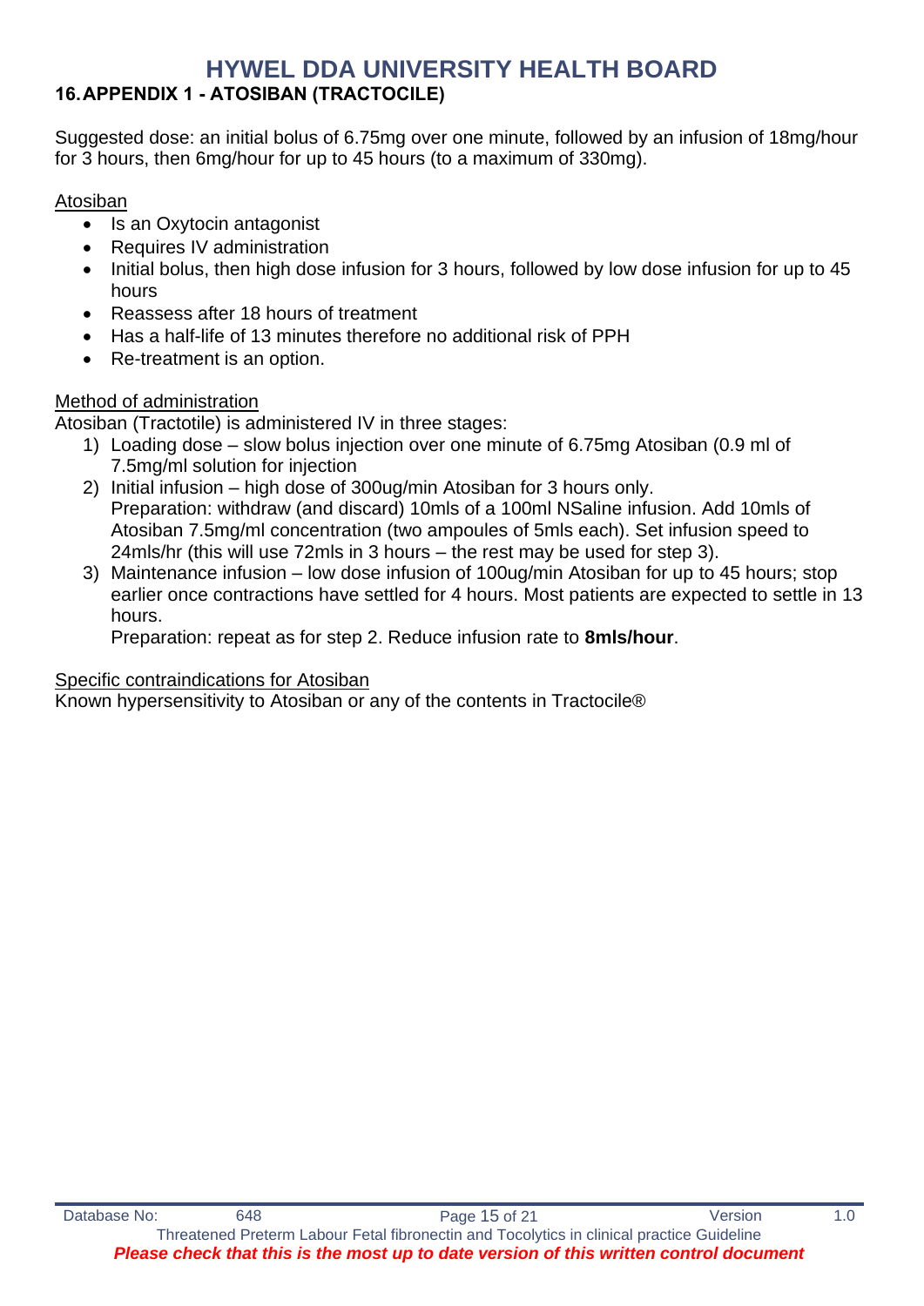## 16. APPENDIX 1 - ATOSIBAN (TRACTOCILE)

Suggested dose: an initial bolus of 6.75mg over one minute, followed by an infusion of 18mg/hour for 3 hours, then 6mg/hour for up to 45 hours (to a maximum of 330mg).

Atosiban

- Is an Oxytocin antagonist
- Requires IV administration
- Initial bolus, then high dose infusion for 3 hours, followed by low dose infusion for up to 45 hours
- Reassess after 18 hours of treatment
- Has a half-life of 13 minutes therefore no additional risk of PPH
- Re-treatment is an option.

Method of administration

Atosiban (Tractotile) is administered IV in three stages:

1) Loading dose – slow bolus injection over one minute of 6.75mg Atosiban (0.9 ml of 7.5mg/ml solution for injection
2) Initial infusion – high dose of 300ug/min Atosiban for 3 hours only.
   Preparation: withdraw (and discard) 10mls of a 100ml NSaline infusion. Add 10mls of Atosiban 7.5mg/ml concentration (two ampoules of 5mls each). Set infusion speed to 24mls/hr (this will use 72mls in 3 hours – the rest may be used for step 3).
3) Maintenance infusion – low dose infusion of 100ug/min Atosiban for up to 45 hours; stop earlier once contractions have settled for 4 hours. Most patients are expected to settle in 13 hours.
   Preparation: repeat as for step 2. Reduce infusion rate to **8mls/hour**.

Specific contraindications for Atosiban

Known hypersensitivity to Atosiban or any of the contents in Tractocile®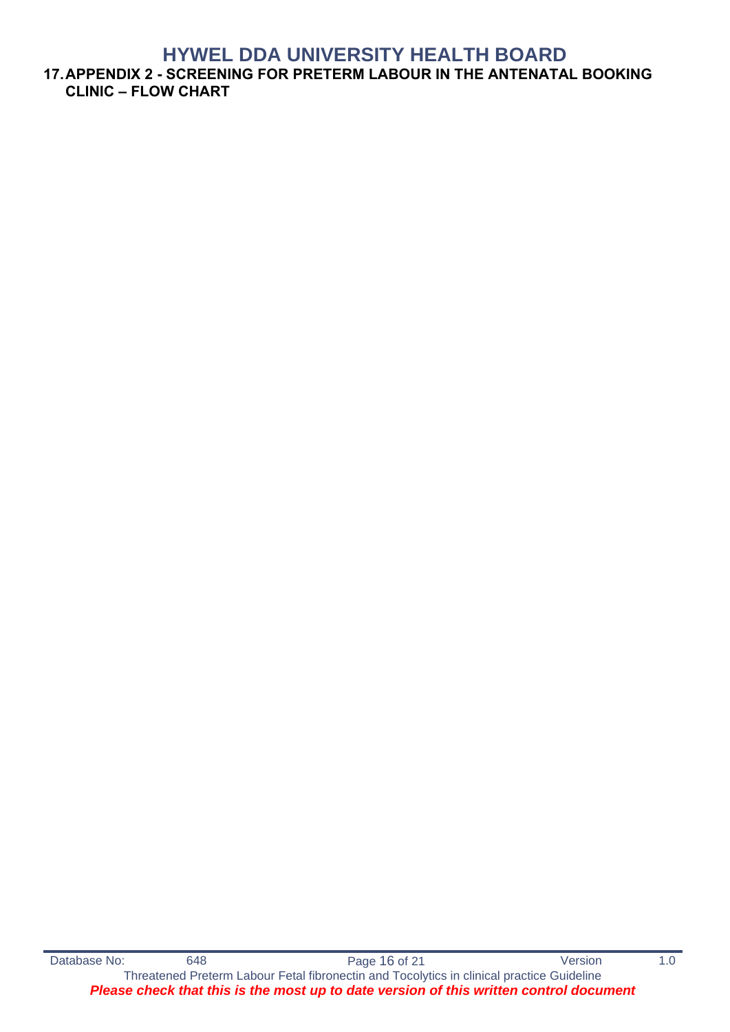## 17. APPENDIX 2 - SCREENING FOR PRETERM LABOUR IN THE ANTENATAL BOOKING CLINIC – FLOW CHART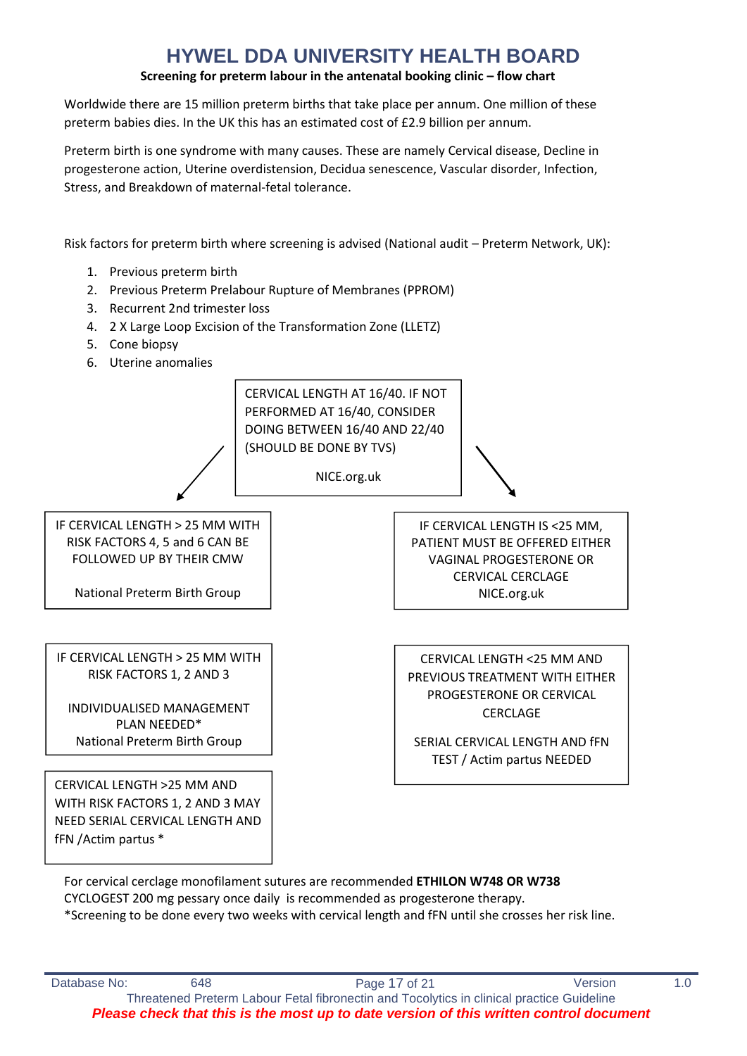# HYWEL DDA UNIVERSITY HEALTH BOARD

**Screening for preterm labour in the antenatal booking clinic – flow chart**

Worldwide there are 15 million preterm births that take place per annum. One million of these preterm babies dies. In the UK this has an estimated cost of £2.9 billion per annum.

Preterm birth is one syndrome with many causes. These are namely Cervical disease, Decline in progesterone action, Uterine overdistension, Decidua senescence, Vascular disorder, Infection, Stress, and Breakdown of maternal-fetal tolerance.

Risk factors for preterm birth where screening is advised (National audit – Preterm Network, UK):

1. Previous preterm birth
2. Previous Preterm Prelabour Rupture of Membranes (PPROM)
3. Recurrent 2nd trimester loss
4. 2 X Large Loop Excision of the Transformation Zone (LLETZ)
5. Cone biopsy
6. Uterine anomalies

CERVICAL LENGTH AT 16/40. IF NOT PERFORMED AT 16/40, CONSIDER DOING BETWEEN 16/40 AND 22/40 (SHOULD BE DONE BY TVS)

NICE.org.uk

→ IF CERVICAL LENGTH > 25 MM WITH RISK FACTORS 4, 5 and 6 CAN BE FOLLOWED UP BY THEIR CMW

National Preterm Birth Group

→ IF CERVICAL LENGTH IS <25 MM, PATIENT MUST BE OFFERED EITHER VAGINAL PROGESTERONE OR CERVICAL CERCLAGE

NICE.org.uk

IF CERVICAL LENGTH > 25 MM WITH RISK FACTORS 1, 2 AND 3

INDIVIDUALISED MANAGEMENT PLAN NEEDED*

National Preterm Birth Group

CERVICAL LENGTH <25 MM AND PREVIOUS TREATMENT WITH EITHER PROGESTERONE OR CERVICAL CERCLAGE

SERIAL CERVICAL LENGTH AND fFN TEST / Actim partus NEEDED

CERVICAL LENGTH >25 MM AND WITH RISK FACTORS 1, 2 AND 3 MAY NEED SERIAL CERVICAL LENGTH AND fFN /Actim partus *

For cervical cerclage monofilament sutures are recommended **ETHILON W748 OR W738**
CYCLOGEST 200 mg pessary once daily is recommended as progesterone therapy.
*Screening to be done every two weeks with cervical length and fFN until she crosses her risk line.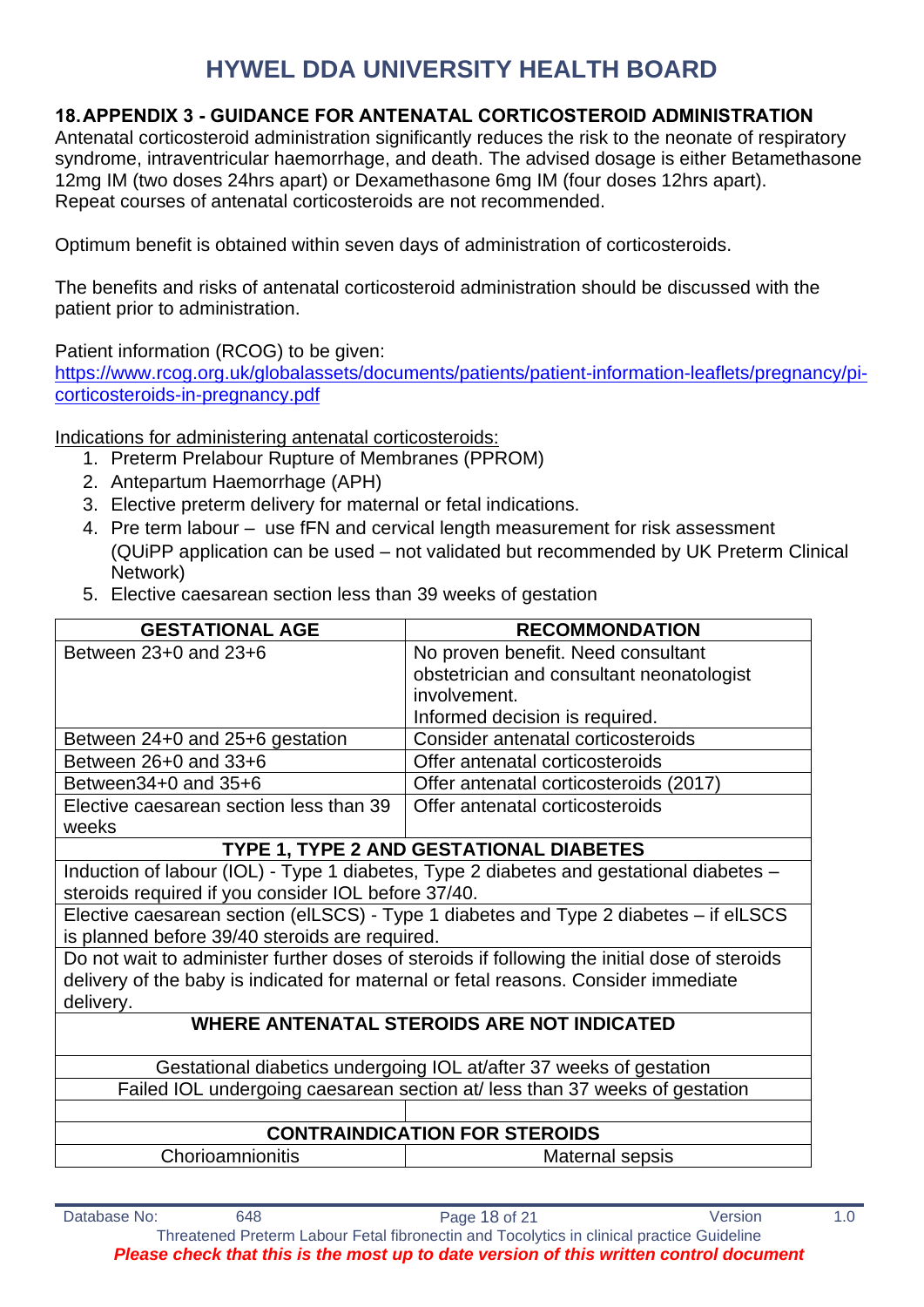# HYWEL DDA UNIVERSITY HEALTH BOARD

## 18. APPENDIX 3 - GUIDANCE FOR ANTENATAL CORTICOSTEROID ADMINISTRATION

Antenatal corticosteroid administration significantly reduces the risk to the neonate of respiratory syndrome, intraventricular haemorrhage, and death. The advised dosage is either Betamethasone 12mg IM (two doses 24hrs apart) or Dexamethasone 6mg IM (four doses 12hrs apart). Repeat courses of antenatal corticosteroids are not recommended.

Optimum benefit is obtained within seven days of administration of corticosteroids.

The benefits and risks of antenatal corticosteroid administration should be discussed with the patient prior to administration.

Patient information (RCOG) to be given:
[https://www.rcog.org.uk/globalassets/documents/patients/patient-information-leaflets/pregnancy/pi-corticosteroids-in-pregnancy.pdf](https://www.rcog.org.uk/globalassets/documents/patients/patient-information-leaflets/pregnancy/pi-corticosteroids-in-pregnancy.pdf)

Indications for administering antenatal corticosteroids:

1. Preterm Prelabour Rupture of Membranes (PPROM)
2. Antepartum Haemorrhage (APH)
3. Elective preterm delivery for maternal or fetal indications.
4. Pre term labour – use fFN and cervical length measurement for risk assessment (QUiPP application can be used – not validated but recommended by UK Preterm Clinical Network)
5. Elective caesarean section less than 39 weeks of gestation

| GESTATIONAL AGE | RECOMMONDATION |
|---|---|
| Between 23+0 and 23+6 | No proven benefit. Need consultant obstetrician and consultant neonatologist involvement.<br>Informed decision is required. |
| Between 24+0 and 25+6 gestation | Consider antenatal corticosteroids |
| Between 26+0 and 33+6 | Offer antenatal corticosteroids |
| Between34+0 and 35+6 | Offer antenatal corticosteroids (2017) |
| Elective caesarean section less than 39 weeks | Offer antenatal corticosteroids |
| **TYPE 1, TYPE 2 AND GESTATIONAL DIABETES** | |
| Induction of labour (IOL) - Type 1 diabetes, Type 2 diabetes and gestational diabetes – steroids required if you consider IOL before 37/40. | |
| Elective caesarean section (elLSCS) - Type 1 diabetes and Type 2 diabetes – if elLSCS is planned before 39/40 steroids are required. | |
| Do not wait to administer further doses of steroids if following the initial dose of steroids delivery of the baby is indicated for maternal or fetal reasons. Consider immediate delivery. | |
| **WHERE ANTENATAL STEROIDS ARE NOT INDICATED** | |
| Gestational diabetics undergoing IOL at/after 37 weeks of gestation | |
| Failed IOL undergoing caesarean section at/ less than 37 weeks of gestation | |
| | |
| **CONTRAINDICATION FOR STEROIDS** | |
| Chorioamnionitis | Maternal sepsis |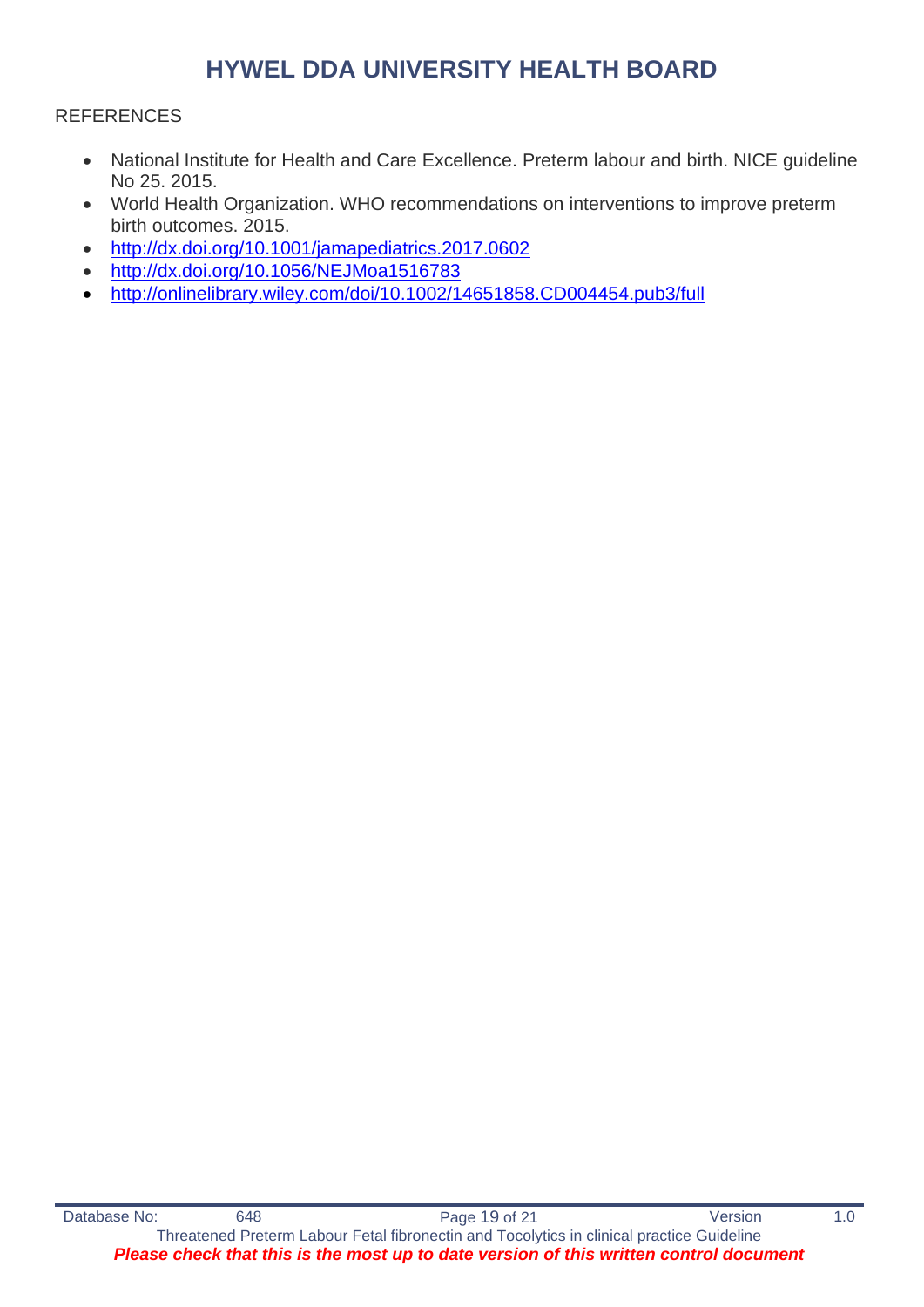REFERENCES

- National Institute for Health and Care Excellence. Preterm labour and birth. NICE guideline No 25. 2015.
- World Health Organization. WHO recommendations on interventions to improve preterm birth outcomes. 2015.
- http://dx.doi.org/10.1001/jamapediatrics.2017.0602
- http://dx.doi.org/10.1056/NEJMoa1516783
- http://onlinelibrary.wiley.com/doi/10.1002/14651858.CD004454.pub3/full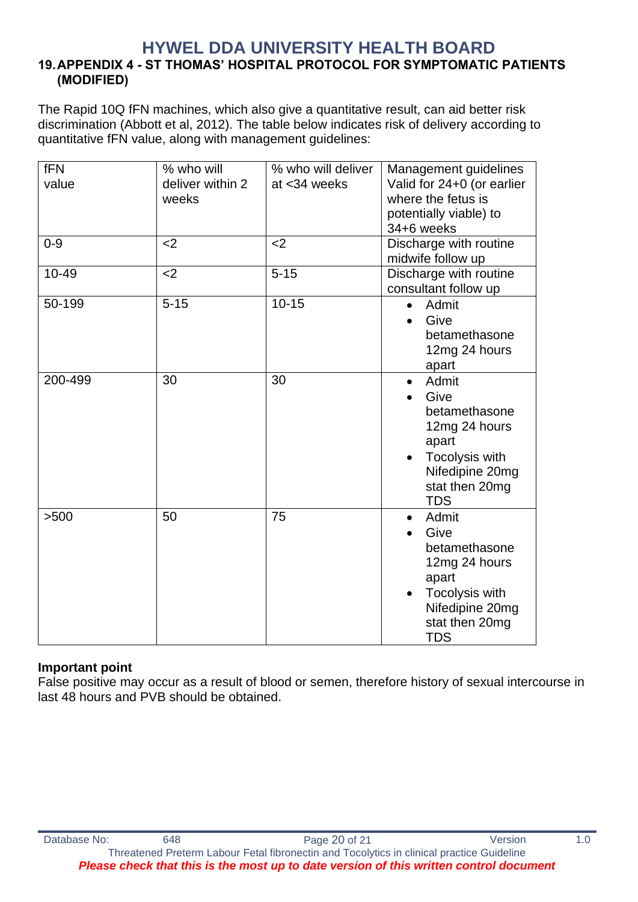## 19. APPENDIX 4 - ST THOMAS' HOSPITAL PROTOCOL FOR SYMPTOMATIC PATIENTS (MODIFIED)

The Rapid 10Q fFN machines, which also give a quantitative result, can aid better risk discrimination (Abbott et al, 2012). The table below indicates risk of delivery according to quantitative fFN value, along with management guidelines:

| fFN value | % who will deliver within 2 weeks | % who will deliver at <34 weeks | Management guidelines Valid for 24+0 (or earlier where the fetus is potentially viable) to 34+6 weeks |
|---|---|---|---|
| 0-9 | <2 | <2 | Discharge with routine midwife follow up |
| 10-49 | <2 | 5-15 | Discharge with routine consultant follow up |
| 50-199 | 5-15 | 10-15 | • Admit<br>• Give betamethasone 12mg 24 hours apart |
| 200-499 | 30 | 30 | • Admit<br>• Give betamethasone 12mg 24 hours apart<br>• Tocolysis with Nifedipine 20mg stat then 20mg TDS |
| >500 | 50 | 75 | • Admit<br>• Give betamethasone 12mg 24 hours apart<br>• Tocolysis with Nifedipine 20mg stat then 20mg TDS |

**Important point**

False positive may occur as a result of blood or semen, therefore history of sexual intercourse in last 48 hours and PVB should be obtained.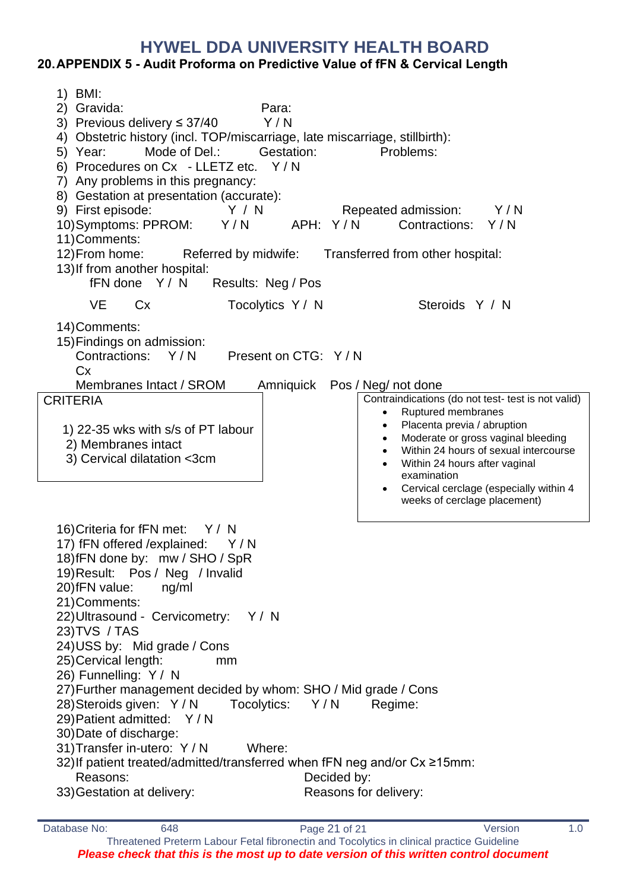# HYWEL DDA UNIVERSITY HEALTH BOARD

## 20. APPENDIX 5 - Audit Proforma on Predictive Value of fFN & Cervical Length

1) BMI:
2) Gravida: Para:
3) Previous delivery ≤ 37/40 Y / N
4) Obstetric history (incl. TOP/miscarriage, late miscarriage, stillbirth):
5) Year: Mode of Del.: Gestation: Problems:
6) Procedures on Cx - LLETZ etc. Y / N
7) Any problems in this pregnancy:
8) Gestation at presentation (accurate):
9) First episode: Y / N Repeated admission: Y / N
10) Symptoms: PPROM: Y / N APH: Y / N Contractions: Y / N
11) Comments:
12) From home: Referred by midwife: Transferred from other hospital:
13) If from another hospital:
    fFN done Y / N Results: Neg / Pos
    VE Cx Tocolytics Y / N Steroids Y / N
14) Comments:
15) Findings on admission:
    Contractions: Y / N Present on CTG: Y / N
    Cx
    Membranes Intact / SROM Amniquick Pos / Neg/ not done

**CRITERIA**

1) 22-35 wks with s/s of PT labour
2) Membranes intact
3) Cervical dilatation <3cm

**Contraindications (do not test- test is not valid)**

- Ruptured membranes
- Placenta previa / abruption
- Moderate or gross vaginal bleeding
- Within 24 hours of sexual intercourse
- Within 24 hours after vaginal examination
- Cervical cerclage (especially within 4 weeks of cerclage placement)

16) Criteria for fFN met: Y / N
17) fFN offered /explained: Y / N
18) fFN done by: mw / SHO / SpR
19) Result: Pos / Neg / Invalid
20) fFN value: ng/ml
21) Comments:
22) Ultrasound - Cervicometry: Y / N
23) TVS / TAS
24) USS by: Mid grade / Cons
25) Cervical length: mm
26) Funnelling: Y / N
27) Further management decided by whom: SHO / Mid grade / Cons
28) Steroids given: Y / N Tocolytics: Y / N Regime:
29) Patient admitted: Y / N
30) Date of discharge:
31) Transfer in-utero: Y / N Where:
32) If patient treated/admitted/transferred when fFN neg and/or Cx ≥15mm:
    Reasons: Decided by:
33) Gestation at delivery: Reasons for delivery: